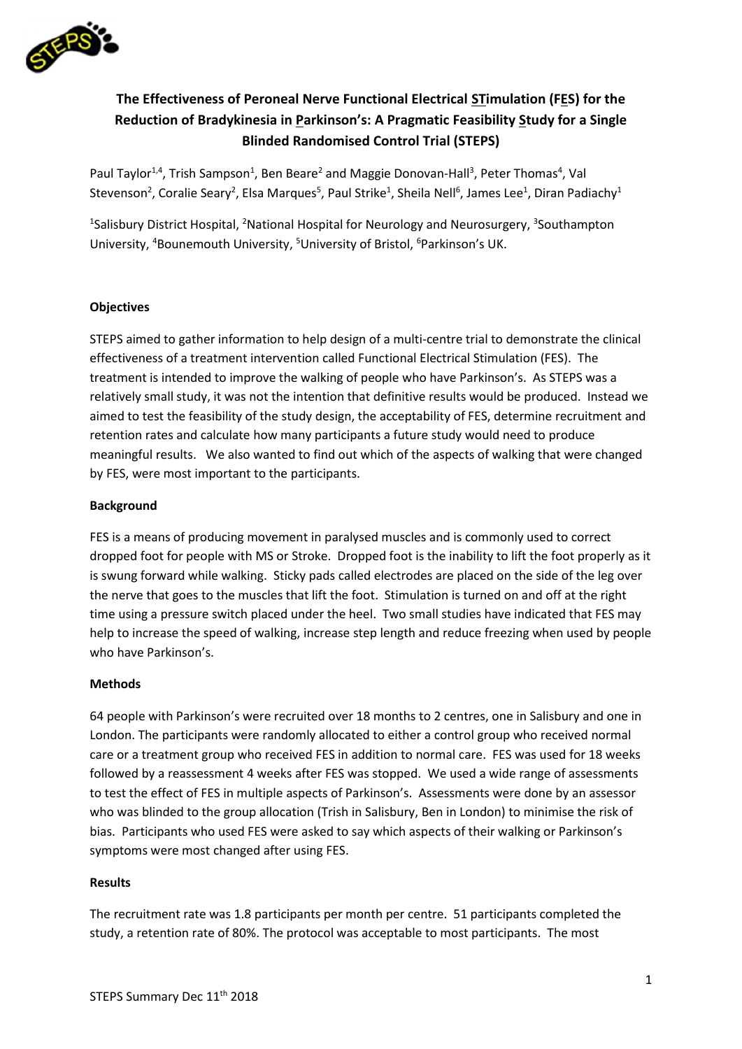# The Effectiveness of Peroneal Nerve Functional Electrical STimulation (FES) for the Reduction of Bradykinesia in Parkinson's: A Pragmatic Feasibility Study for a Single Blinded Randomised Control Trial (STEPS)

Paul Taylor[1,4], Trish Sampson[1], Ben Beare[2] and Maggie Donovan-Hall[3], Peter Thomas[4], Val Stevenson[2], Coralie Seary[2], Elsa Marques[5], Paul Strike[1], Sheila Nell[6], James Lee[1], Diran Padiachy[1]

[1]Salisbury District Hospital, [2]National Hospital for Neurology and Neurosurgery, [3]Southampton University, [4]Bounemouth University, [5]University of Bristol, [6]Parkinson's UK.

### Objectives

STEPS aimed to gather information to help design of a multi-centre trial to demonstrate the clinical effectiveness of a treatment intervention called Functional Electrical Stimulation (FES). The treatment is intended to improve the walking of people who have Parkinson's. As STEPS was a relatively small study, it was not the intention that definitive results would be produced. Instead we aimed to test the feasibility of the study design, the acceptability of FES, determine recruitment and retention rates and calculate how many participants a future study would need to produce meaningful results. We also wanted to find out which of the aspects of walking that were changed by FES, were most important to the participants.

### Background

FES is a means of producing movement in paralysed muscles and is commonly used to correct dropped foot for people with MS or Stroke. Dropped foot is the inability to lift the foot properly as it is swung forward while walking. Sticky pads called electrodes are placed on the side of the leg over the nerve that goes to the muscles that lift the foot. Stimulation is turned on and off at the right time using a pressure switch placed under the heel. Two small studies have indicated that FES may help to increase the speed of walking, increase step length and reduce freezing when used by people who have Parkinson's.

### Methods

64 people with Parkinson's were recruited over 18 months to 2 centres, one in Salisbury and one in London. The participants were randomly allocated to either a control group who received normal care or a treatment group who received FES in addition to normal care. FES was used for 18 weeks followed by a reassessment 4 weeks after FES was stopped. We used a wide range of assessments to test the effect of FES in multiple aspects of Parkinson's. Assessments were done by an assessor who was blinded to the group allocation (Trish in Salisbury, Ben in London) to minimise the risk of bias. Participants who used FES were asked to say which aspects of their walking or Parkinson's symptoms were most changed after using FES.

### Results

The recruitment rate was 1.8 participants per month per centre. 51 participants completed the study, a retention rate of 80%. The protocol was acceptable to most participants. The most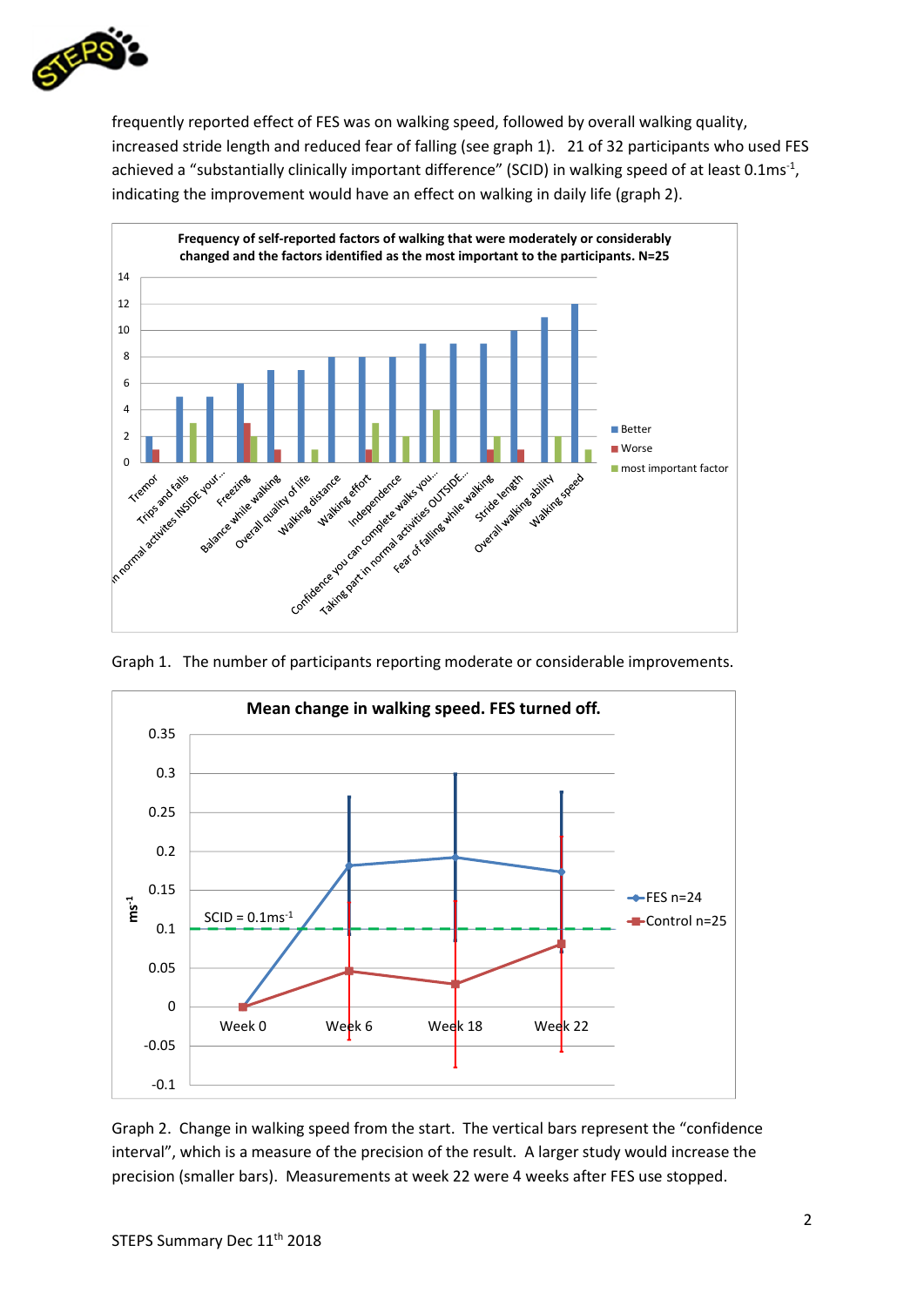frequently reported effect of FES was on walking speed, followed by overall walking quality, increased stride length and reduced fear of falling (see graph 1). 21 of 32 participants who used FES achieved a "substantially clinically important difference" (SCID) in walking speed of at least $0.1ms^{-1}$, indicating the improvement would have an effect on walking in daily life (graph 2).

Graph 1. The number of participants reporting moderate or considerable improvements.

Graph 2. Change in walking speed from the start. The vertical bars represent the "confidence interval", which is a measure of the precision of the result. A larger study would increase the precision (smaller bars). Measurements at week 22 were 4 weeks after FES use stopped.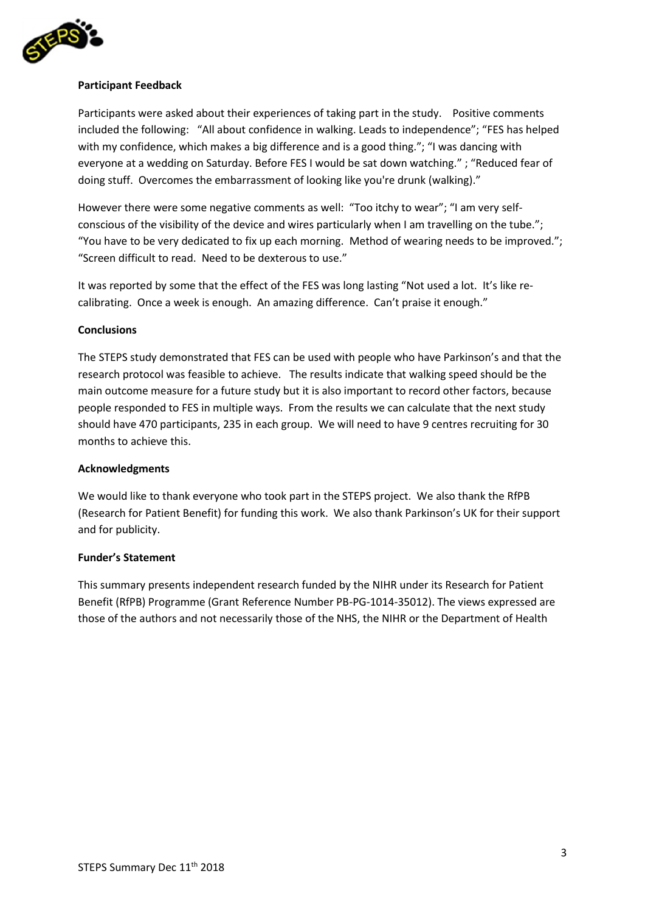**Participant Feedback**

Participants were asked about their experiences of taking part in the study. Positive comments included the following: "All about confidence in walking. Leads to independence"; "FES has helped with my confidence, which makes a big difference and is a good thing."; "I was dancing with everyone at a wedding on Saturday. Before FES I would be sat down watching." ; "Reduced fear of doing stuff. Overcomes the embarrassment of looking like you're drunk (walking)."

However there were some negative comments as well: "Too itchy to wear"; "I am very self-conscious of the visibility of the device and wires particularly when I am travelling on the tube."; "You have to be very dedicated to fix up each morning. Method of wearing needs to be improved."; "Screen difficult to read. Need to be dexterous to use."

It was reported by some that the effect of the FES was long lasting "Not used a lot. It's like re-calibrating. Once a week is enough. An amazing difference. Can't praise it enough."

**Conclusions**

The STEPS study demonstrated that FES can be used with people who have Parkinson's and that the research protocol was feasible to achieve. The results indicate that walking speed should be the main outcome measure for a future study but it is also important to record other factors, because people responded to FES in multiple ways. From the results we can calculate that the next study should have 470 participants, 235 in each group. We will need to have 9 centres recruiting for 30 months to achieve this.

**Acknowledgments**

We would like to thank everyone who took part in the STEPS project. We also thank the RfPB (Research for Patient Benefit) for funding this work. We also thank Parkinson's UK for their support and for publicity.

**Funder's Statement**

This summary presents independent research funded by the NIHR under its Research for Patient Benefit (RfPB) Programme (Grant Reference Number PB-PG-1014-35012). The views expressed are those of the authors and not necessarily those of the NHS, the NIHR or the Department of Health